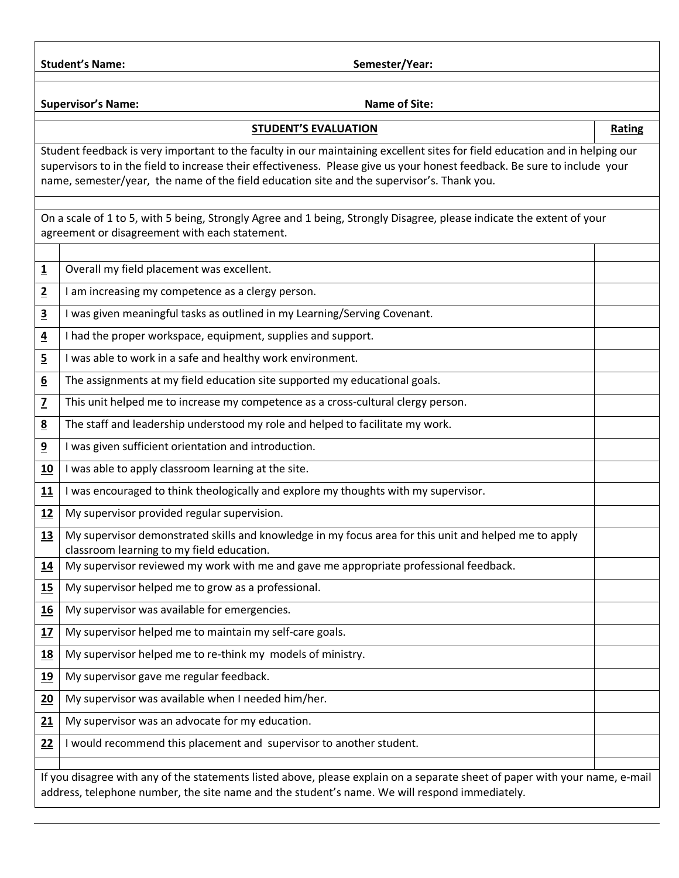**Student's Name:** **Semester/Year:**

**Supervisor's Name:** **Name of Site:**

| | **STUDENT'S EVALUATION** | **Rating** |
|---|---|---|

Student feedback is very important to the faculty in our maintaining excellent sites for field education and in helping our supervisors to in the field to increase their effectiveness. Please give us your honest feedback. Be sure to include your name, semester/year, the name of the field education site and the supervisor's. Thank you.

On a scale of 1 to 5, with 5 being, Strongly Agree and 1 being, Strongly Disagree, please indicate the extent of your agreement or disagreement with each statement.

| | | |
|---|---|---|
| **1** | Overall my field placement was excellent. | |
| **2** | I am increasing my competence as a clergy person. | |
| **3** | I was given meaningful tasks as outlined in my Learning/Serving Covenant. | |
| **4** | I had the proper workspace, equipment, supplies and support. | |
| **5** | I was able to work in a safe and healthy work environment. | |
| **6** | The assignments at my field education site supported my educational goals. | |
| **7** | This unit helped me to increase my competence as a cross-cultural clergy person. | |
| **8** | The staff and leadership understood my role and helped to facilitate my work. | |
| **9** | I was given sufficient orientation and introduction. | |
| **10** | I was able to apply classroom learning at the site. | |
| **11** | I was encouraged to think theologically and explore my thoughts with my supervisor. | |
| **12** | My supervisor provided regular supervision. | |
| **13** | My supervisor demonstrated skills and knowledge in my focus area for this unit and helped me to apply classroom learning to my field education. | |
| **14** | My supervisor reviewed my work with me and gave me appropriate professional feedback. | |
| **15** | My supervisor helped me to grow as a professional. | |
| **16** | My supervisor was available for emergencies. | |
| **17** | My supervisor helped me to maintain my self-care goals. | |
| **18** | My supervisor helped me to re-think my models of ministry. | |
| **19** | My supervisor gave me regular feedback. | |
| **20** | My supervisor was available when I needed him/her. | |
| **21** | My supervisor was an advocate for my education. | |
| **22** | I would recommend this placement and supervisor to another student. | |

If you disagree with any of the statements listed above, please explain on a separate sheet of paper with your name, e-mail address, telephone number, the site name and the student's name. We will respond immediately.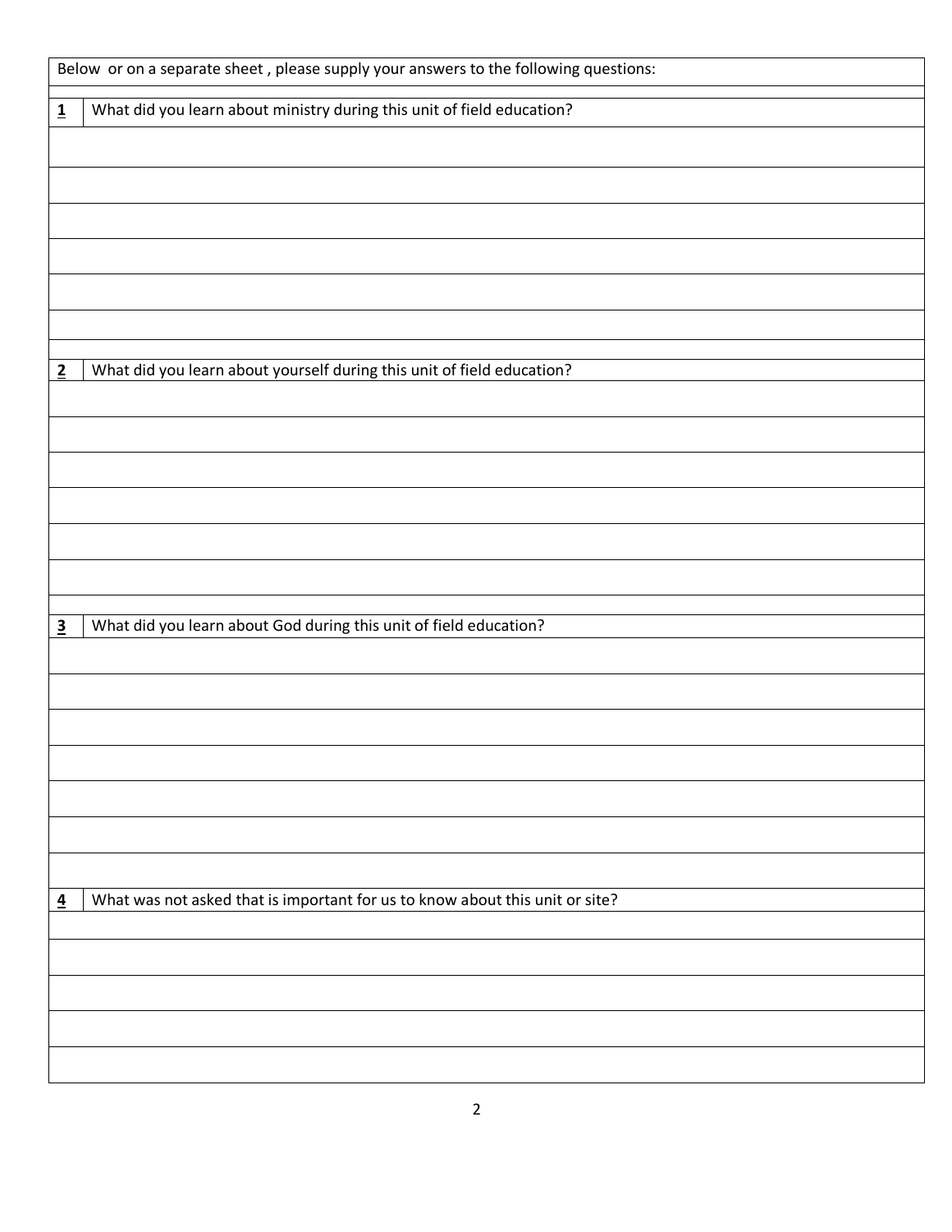Below or on a separate sheet , please supply your answers to the following questions:

**1** What did you learn about ministry during this unit of field education?

**2** What did you learn about yourself during this unit of field education?

**3** What did you learn about God during this unit of field education?

**4** What was not asked that is important for us to know about this unit or site?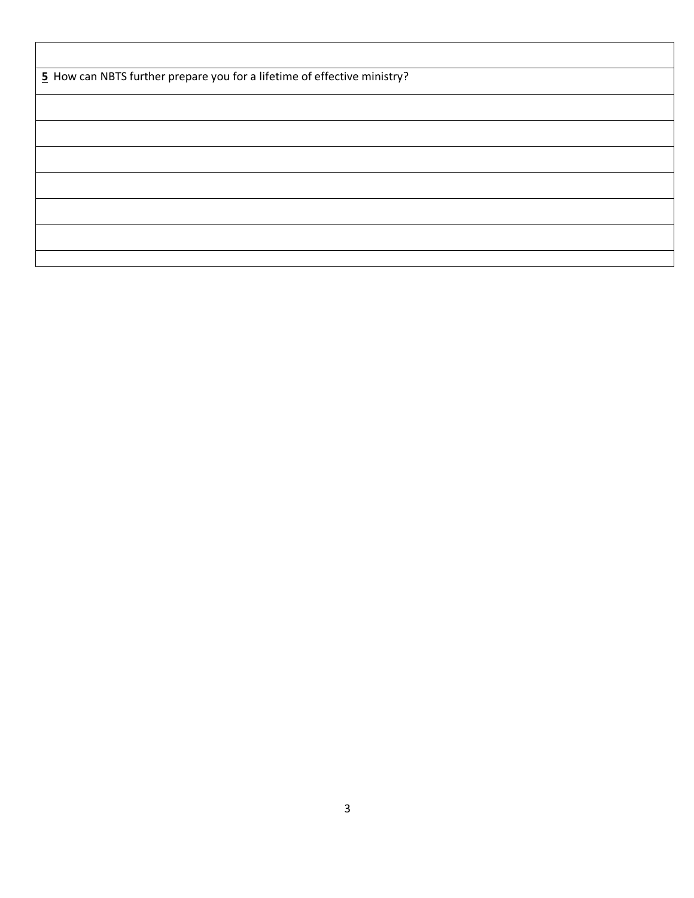**5** How can NBTS further prepare you for a lifetime of effective ministry?